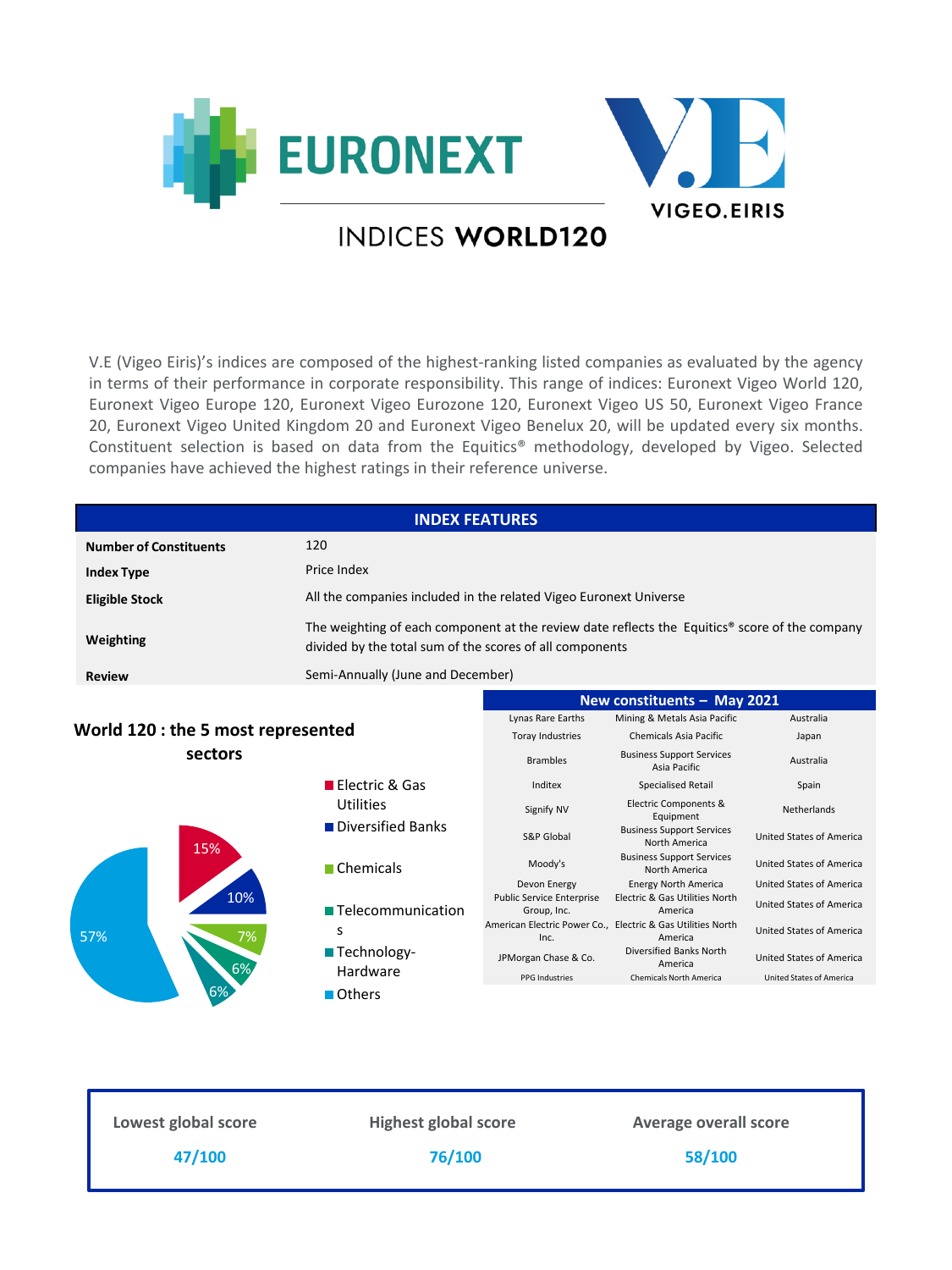# INDICES WORLD120

V.E (Vigeo Eiris)'s indices are composed of the highest-ranking listed companies as evaluated by the agency in terms of their performance in corporate responsibility. This range of indices: Euronext Vigeo World 120, Euronext Vigeo Europe 120, Euronext Vigeo Eurozone 120, Euronext Vigeo US 50, Euronext Vigeo France 20, Euronext Vigeo United Kingdom 20 and Euronext Vigeo Benelux 20, will be updated every six months. Constituent selection is based on data from the Equitics® methodology, developed by Vigeo. Selected companies have achieved the highest ratings in their reference universe.

| INDEX FEATURES | |
|---|---|
| **Number of Constituents** | 120 |
| **Index Type** | Price Index |
| **Eligible Stock** | All the companies included in the related Vigeo Euronext Universe |
| **Weighting** | The weighting of each component at the review date reflects the Equitics® score of the company divided by the total sum of the scores of all components |
| **Review** | Semi-Annually (June and December) |

## World 120 : the 5 most represented sectors

- Electric & Gas Utilities: 15%
- Diversified Banks: 10%
- Chemicals: 7%
- Telecommunications: 6%
- Technology-Hardware: 6%
- Others: 57%

| New constituents – May 2021 | | |
|---|---|---|
| Lynas Rare Earths | Mining & Metals Asia Pacific | Australia |
| Toray Industries | Chemicals Asia Pacific | Japan |
| Brambles | Business Support Services Asia Pacific | Australia |
| Inditex | Specialised Retail | Spain |
| Signify NV | Electric Components & Equipment | Netherlands |
| S&P Global | Business Support Services North America | United States of America |
| Moody's | Business Support Services North America | United States of America |
| Devon Energy | Energy North America | United States of America |
| Public Service Enterprise Group, Inc. | Electric & Gas Utilities North America | United States of America |
| American Electric Power Co., Inc. | Electric & Gas Utilities North America | United States of America |
| JPMorgan Chase & Co. | Diversified Banks North America | United States of America |
| PPG Industries | Chemicals North America | United States of America |

| Lowest global score | Highest global score | Average overall score |
|---|---|---|
| 47/100 | 76/100 | 58/100 |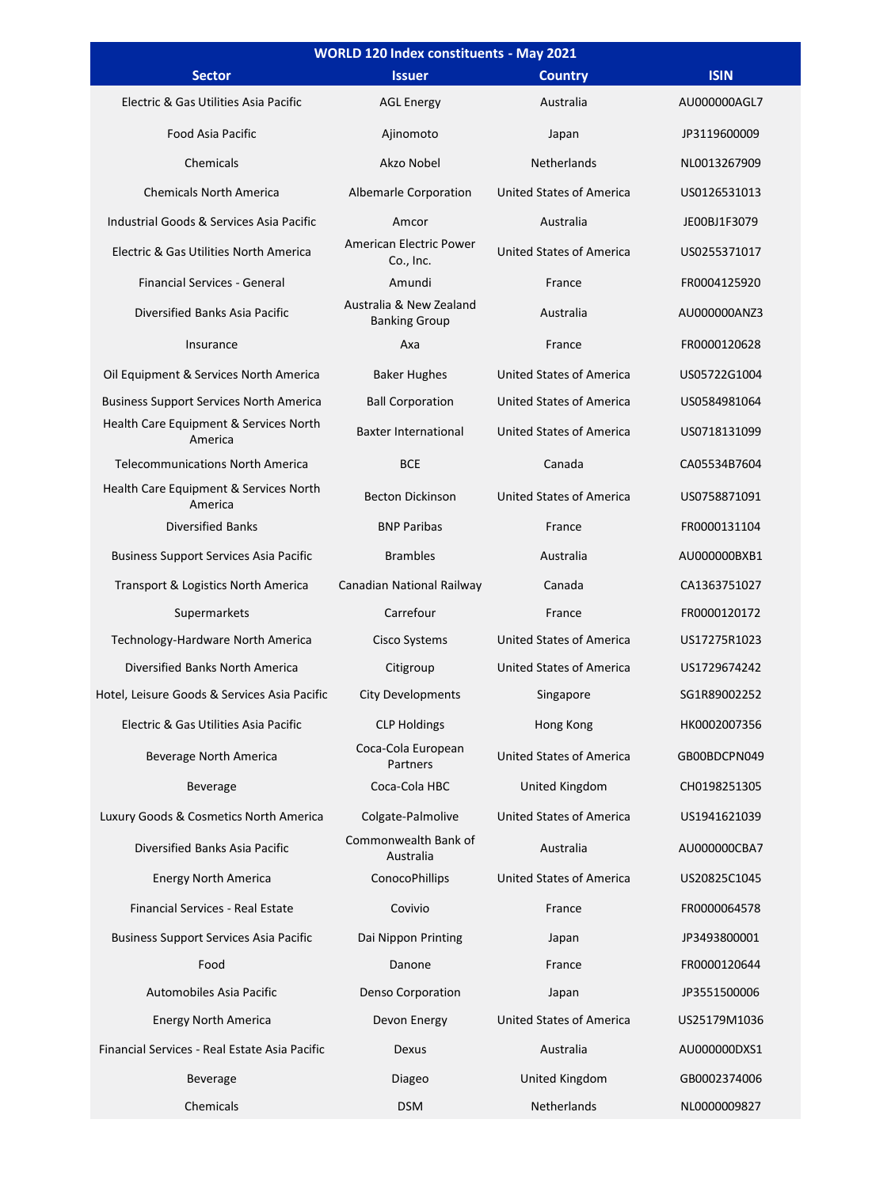| WORLD 120 Index constituents - May 2021 | | | |
|---|---|---|---|
| **Sector** | **Issuer** | **Country** | **ISIN** |
| Electric & Gas Utilities Asia Pacific | AGL Energy | Australia | AU000000AGL7 |
| Food Asia Pacific | Ajinomoto | Japan | JP3119600009 |
| Chemicals | Akzo Nobel | Netherlands | NL0013267909 |
| Chemicals North America | Albemarle Corporation | United States of America | US0126531013 |
| Industrial Goods & Services Asia Pacific | Amcor | Australia | JE00BJ1F3079 |
| Electric & Gas Utilities North America | American Electric Power Co., Inc. | United States of America | US0255371017 |
| Financial Services - General | Amundi | France | FR0004125920 |
| Diversified Banks Asia Pacific | Australia & New Zealand Banking Group | Australia | AU000000ANZ3 |
| Insurance | Axa | France | FR0000120628 |
| Oil Equipment & Services North America | Baker Hughes | United States of America | US05722G1004 |
| Business Support Services North America | Ball Corporation | United States of America | US0584981064 |
| Health Care Equipment & Services North America | Baxter International | United States of America | US0718131099 |
| Telecommunications North America | BCE | Canada | CA05534B7604 |
| Health Care Equipment & Services North America | Becton Dickinson | United States of America | US0758871091 |
| Diversified Banks | BNP Paribas | France | FR0000131104 |
| Business Support Services Asia Pacific | Brambles | Australia | AU000000BXB1 |
| Transport & Logistics North America | Canadian National Railway | Canada | CA1363751027 |
| Supermarkets | Carrefour | France | FR0000120172 |
| Technology-Hardware North America | Cisco Systems | United States of America | US17275R1023 |
| Diversified Banks North America | Citigroup | United States of America | US1729674242 |
| Hotel, Leisure Goods & Services Asia Pacific | City Developments | Singapore | SG1R89002252 |
| Electric & Gas Utilities Asia Pacific | CLP Holdings | Hong Kong | HK0002007356 |
| Beverage North America | Coca-Cola European Partners | United States of America | GB00BDCPN049 |
| Beverage | Coca-Cola HBC | United Kingdom | CH0198251305 |
| Luxury Goods & Cosmetics North America | Colgate-Palmolive | United States of America | US1941621039 |
| Diversified Banks Asia Pacific | Commonwealth Bank of Australia | Australia | AU000000CBA7 |
| Energy North America | ConocoPhillips | United States of America | US20825C1045 |
| Financial Services - Real Estate | Covivio | France | FR0000064578 |
| Business Support Services Asia Pacific | Dai Nippon Printing | Japan | JP3493800001 |
| Food | Danone | France | FR0000120644 |
| Automobiles Asia Pacific | Denso Corporation | Japan | JP3551500006 |
| Energy North America | Devon Energy | United States of America | US25179M1036 |
| Financial Services - Real Estate Asia Pacific | Dexus | Australia | AU000000DXS1 |
| Beverage | Diageo | United Kingdom | GB0002374006 |
| Chemicals | DSM | Netherlands | NL0000009827 |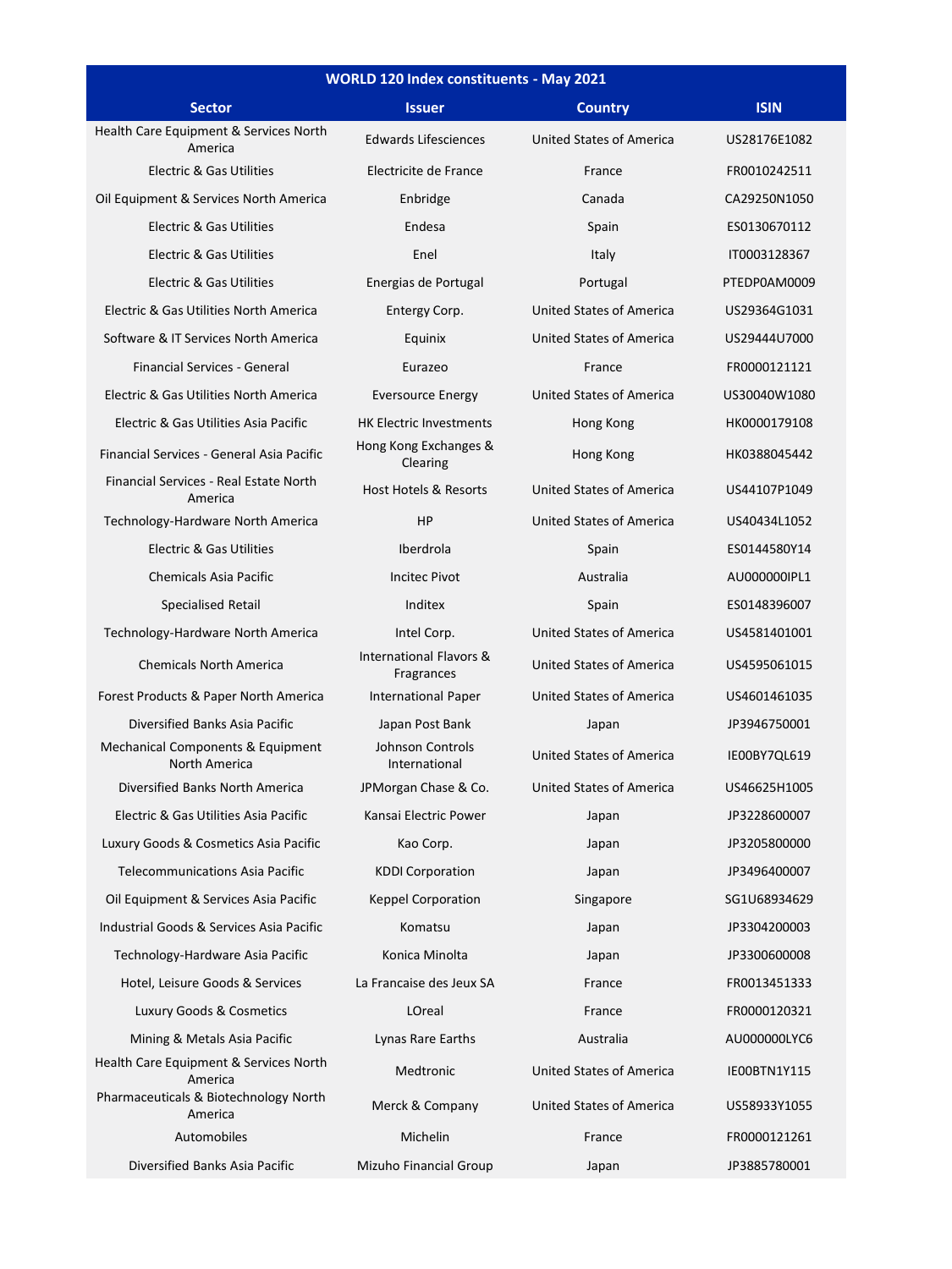| WORLD 120 Index constituents - May 2021 | | | |
|---|---|---|---|
| **Sector** | **Issuer** | **Country** | **ISIN** |
| Health Care Equipment & Services North America | Edwards Lifesciences | United States of America | US28176E1082 |
| Electric & Gas Utilities | Electricite de France | France | FR0010242511 |
| Oil Equipment & Services North America | Enbridge | Canada | CA29250N1050 |
| Electric & Gas Utilities | Endesa | Spain | ES0130670112 |
| Electric & Gas Utilities | Enel | Italy | IT0003128367 |
| Electric & Gas Utilities | Energias de Portugal | Portugal | PTEDP0AM0009 |
| Electric & Gas Utilities North America | Entergy Corp. | United States of America | US29364G1031 |
| Software & IT Services North America | Equinix | United States of America | US29444U7000 |
| Financial Services - General | Eurazeo | France | FR0000121121 |
| Electric & Gas Utilities North America | Eversource Energy | United States of America | US30040W1080 |
| Electric & Gas Utilities Asia Pacific | HK Electric Investments | Hong Kong | HK0000179108 |
| Financial Services - General Asia Pacific | Hong Kong Exchanges & Clearing | Hong Kong | HK0388045442 |
| Financial Services - Real Estate North America | Host Hotels & Resorts | United States of America | US44107P1049 |
| Technology-Hardware North America | HP | United States of America | US40434L1052 |
| Electric & Gas Utilities | Iberdrola | Spain | ES0144580Y14 |
| Chemicals Asia Pacific | Incitec Pivot | Australia | AU000000IPL1 |
| Specialised Retail | Inditex | Spain | ES0148396007 |
| Technology-Hardware North America | Intel Corp. | United States of America | US4581401001 |
| Chemicals North America | International Flavors & Fragrances | United States of America | US4595061015 |
| Forest Products & Paper North America | International Paper | United States of America | US4601461035 |
| Diversified Banks Asia Pacific | Japan Post Bank | Japan | JP3946750001 |
| Mechanical Components & Equipment North America | Johnson Controls International | United States of America | IE00BY7QL619 |
| Diversified Banks North America | JPMorgan Chase & Co. | United States of America | US46625H1005 |
| Electric & Gas Utilities Asia Pacific | Kansai Electric Power | Japan | JP3228600007 |
| Luxury Goods & Cosmetics Asia Pacific | Kao Corp. | Japan | JP3205800000 |
| Telecommunications Asia Pacific | KDDI Corporation | Japan | JP3496400007 |
| Oil Equipment & Services Asia Pacific | Keppel Corporation | Singapore | SG1U68934629 |
| Industrial Goods & Services Asia Pacific | Komatsu | Japan | JP3304200003 |
| Technology-Hardware Asia Pacific | Konica Minolta | Japan | JP3300600008 |
| Hotel, Leisure Goods & Services | La Francaise des Jeux SA | France | FR0013451333 |
| Luxury Goods & Cosmetics | LOreal | France | FR0000120321 |
| Mining & Metals Asia Pacific | Lynas Rare Earths | Australia | AU000000LYC6 |
| Health Care Equipment & Services North America | Medtronic | United States of America | IE00BTN1Y115 |
| Pharmaceuticals & Biotechnology North America | Merck & Company | United States of America | US58933Y1055 |
| Automobiles | Michelin | France | FR0000121261 |
| Diversified Banks Asia Pacific | Mizuho Financial Group | Japan | JP3885780001 |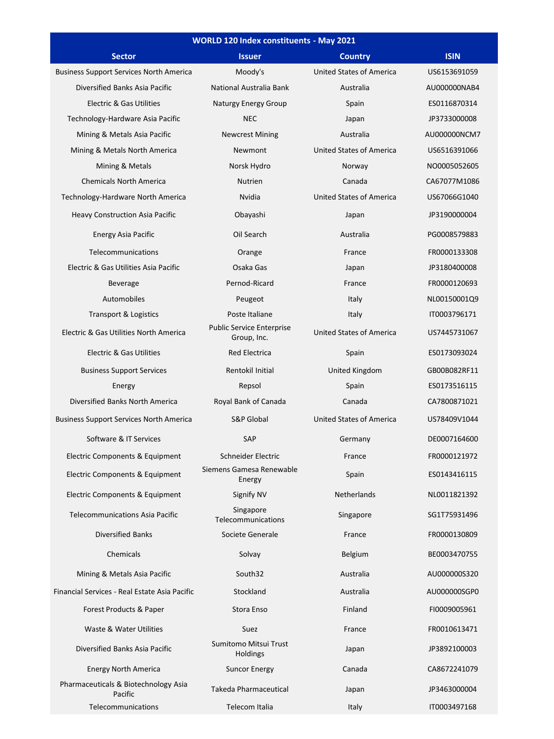| WORLD 120 Index constituents - May 2021 | | | |
|---|---|---|---|
| **Sector** | **Issuer** | **Country** | **ISIN** |
| Business Support Services North America | Moody's | United States of America | US6153691059 |
| Diversified Banks Asia Pacific | National Australia Bank | Australia | AU000000NAB4 |
| Electric & Gas Utilities | Naturgy Energy Group | Spain | ES0116870314 |
| Technology-Hardware Asia Pacific | NEC | Japan | JP3733000008 |
| Mining & Metals Asia Pacific | Newcrest Mining | Australia | AU000000NCM7 |
| Mining & Metals North America | Newmont | United States of America | US6516391066 |
| Mining & Metals | Norsk Hydro | Norway | NO0005052605 |
| Chemicals North America | Nutrien | Canada | CA67077M1086 |
| Technology-Hardware North America | Nvidia | United States of America | US67066G1040 |
| Heavy Construction Asia Pacific | Obayashi | Japan | JP3190000004 |
| Energy Asia Pacific | Oil Search | Australia | PG0008579883 |
| Telecommunications | Orange | France | FR0000133308 |
| Electric & Gas Utilities Asia Pacific | Osaka Gas | Japan | JP3180400008 |
| Beverage | Pernod-Ricard | France | FR0000120693 |
| Automobiles | Peugeot | Italy | NL00150001Q9 |
| Transport & Logistics | Poste Italiane | Italy | IT0003796171 |
| Electric & Gas Utilities North America | Public Service Enterprise Group, Inc. | United States of America | US7445731067 |
| Electric & Gas Utilities | Red Electrica | Spain | ES0173093024 |
| Business Support Services | Rentokil Initial | United Kingdom | GB00B082RF11 |
| Energy | Repsol | Spain | ES0173516115 |
| Diversified Banks North America | Royal Bank of Canada | Canada | CA7800871021 |
| Business Support Services North America | S&P Global | United States of America | US78409V1044 |
| Software & IT Services | SAP | Germany | DE0007164600 |
| Electric Components & Equipment | Schneider Electric | France | FR0000121972 |
| Electric Components & Equipment | Siemens Gamesa Renewable Energy | Spain | ES0143416115 |
| Electric Components & Equipment | Signify NV | Netherlands | NL0011821392 |
| Telecommunications Asia Pacific | Singapore Telecommunications | Singapore | SG1T75931496 |
| Diversified Banks | Societe Generale | France | FR0000130809 |
| Chemicals | Solvay | Belgium | BE0003470755 |
| Mining & Metals Asia Pacific | South32 | Australia | AU000000S320 |
| Financial Services - Real Estate Asia Pacific | Stockland | Australia | AU000000SGP0 |
| Forest Products & Paper | Stora Enso | Finland | FI0009005961 |
| Waste & Water Utilities | Suez | France | FR0010613471 |
| Diversified Banks Asia Pacific | Sumitomo Mitsui Trust Holdings | Japan | JP3892100003 |
| Energy North America | Suncor Energy | Canada | CA8672241079 |
| Pharmaceuticals & Biotechnology Asia Pacific | Takeda Pharmaceutical | Japan | JP3463000004 |
| Telecommunications | Telecom Italia | Italy | IT0003497168 |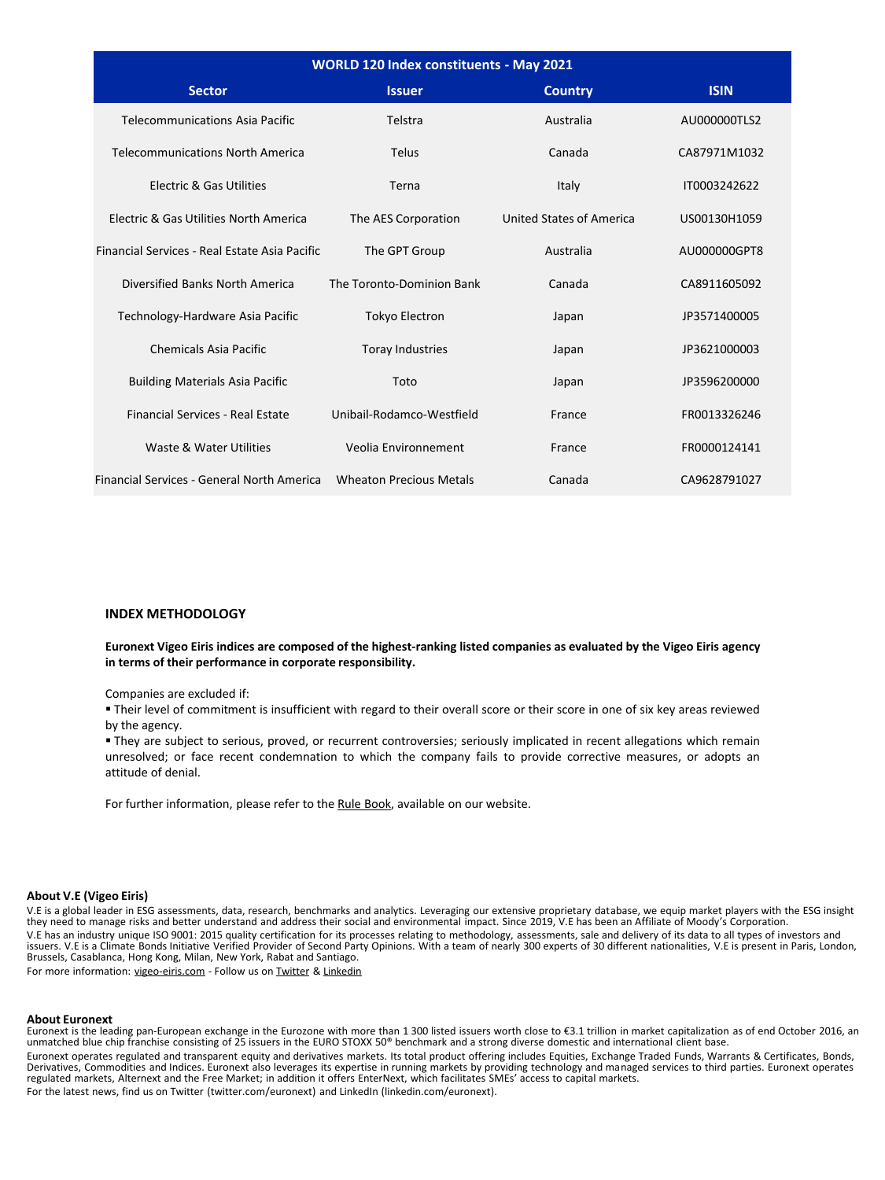| WORLD 120 Index constituents - May 2021 | | | |
|---|---|---|---|
| **Sector** | **Issuer** | **Country** | **ISIN** |
| Telecommunications Asia Pacific | Telstra | Australia | AU000000TLS2 |
| Telecommunications North America | Telus | Canada | CA87971M1032 |
| Electric & Gas Utilities | Terna | Italy | IT0003242622 |
| Electric & Gas Utilities North America | The AES Corporation | United States of America | US00130H1059 |
| Financial Services - Real Estate Asia Pacific | The GPT Group | Australia | AU000000GPT8 |
| Diversified Banks North America | The Toronto-Dominion Bank | Canada | CA8911605092 |
| Technology-Hardware Asia Pacific | Tokyo Electron | Japan | JP3571400005 |
| Chemicals Asia Pacific | Toray Industries | Japan | JP3621000003 |
| Building Materials Asia Pacific | Toto | Japan | JP3596200000 |
| Financial Services - Real Estate | Unibail-Rodamco-Westfield | France | FR0013326246 |
| Waste & Water Utilities | Veolia Environnement | France | FR0000124141 |
| Financial Services - General North America | Wheaton Precious Metals | Canada | CA9628791027 |

## INDEX METHODOLOGY

**Euronext Vigeo Eiris indices are composed of the highest-ranking listed companies as evaluated by the Vigeo Eiris agency in terms of their performance in corporate responsibility.**

Companies are excluded if:

- Their level of commitment is insufficient with regard to their overall score or their score in one of six key areas reviewed by the agency.
- They are subject to serious, proved, or recurrent controversies; seriously implicated in recent allegations which remain unresolved; or face recent condemnation to which the company fails to provide corrective measures, or adopts an attitude of denial.

For further information, please refer to the Rule Book, available on our website.

### About V.E (Vigeo Eiris)

V.E is a global leader in ESG assessments, data, research, benchmarks and analytics. Leveraging our extensive proprietary database, we equip market players with the ESG insight they need to manage risks and better understand and address their social and environmental impact. Since 2019, V.E has been an Affiliate of Moody's Corporation.

V.E has an industry unique ISO 9001: 2015 quality certification for its processes relating to methodology, assessments, sale and delivery of its data to all types of investors and issuers. V.E is a Climate Bonds Initiative Verified Provider of Second Party Opinions. With a team of nearly 300 experts of 30 different nationalities, V.E is present in Paris, London, Brussels, Casablanca, Hong Kong, Milan, New York, Rabat and Santiago.

For more information: vigeo-eiris.com - Follow us on Twitter & Linkedin

### About Euronext

Euronext is the leading pan-European exchange in the Eurozone with more than 1 300 listed issuers worth close to €3.1 trillion in market capitalization as of end October 2016, an unmatched blue chip franchise consisting of 25 issuers in the EURO STOXX 50® benchmark and a strong diverse domestic and international client base.

Euronext operates regulated and transparent equity and derivatives markets. Its total product offering includes Equities, Exchange Traded Funds, Warrants & Certificates, Bonds, Derivatives, Commodities and Indices. Euronext also leverages its expertise in running markets by providing technology and managed services to third parties. Euronext operates regulated markets, Alternext and the Free Market; in addition it offers EnterNext, which facilitates SMEs' access to capital markets.

For the latest news, find us on Twitter (twitter.com/euronext) and LinkedIn (linkedin.com/euronext).